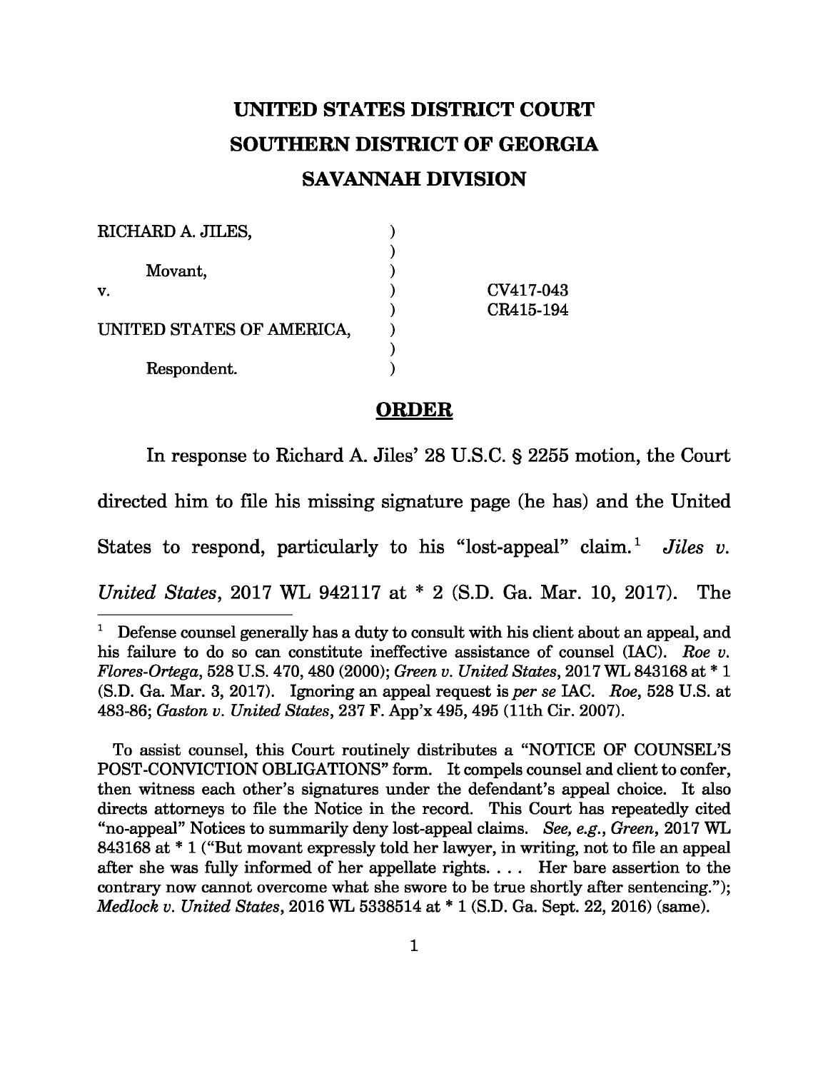# UNITED STATES DISTRICT COURT
# SOUTHERN DISTRICT OF GEORGIA
# SAVANNAH DIVISION

| | | |
|---|---|---|
| RICHARD A. JILES, | ) | |
| | ) | |
| Movant, | ) | |
| v. | ) | CV417-043 |
| | ) | CR415-194 |
| UNITED STATES OF AMERICA, | ) | |
| | ) | |
| Respondent. | ) | |

## ORDER

In response to Richard A. Jiles' 28 U.S.C. § 2255 motion, the Court directed him to file his missing signature page (he has) and the United States to respond, particularly to his "lost-appeal" claim.[1] *Jiles v. United States*, 2017 WL 942117 at * 2 (S.D. Ga. Mar. 10, 2017). The

---

[1] Defense counsel generally has a duty to consult with his client about an appeal, and his failure to do so can constitute ineffective assistance of counsel (IAC). *Roe v. Flores-Ortega*, 528 U.S. 470, 480 (2000); *Green v. United States*, 2017 WL 843168 at * 1 (S.D. Ga. Mar. 3, 2017). Ignoring an appeal request is *per se* IAC. *Roe*, 528 U.S. at 483-86; *Gaston v. United States*, 237 F. App'x 495, 495 (11th Cir. 2007).

To assist counsel, this Court routinely distributes a "NOTICE OF COUNSEL'S POST-CONVICTION OBLIGATIONS" form. It compels counsel and client to confer, then witness each other's signatures under the defendant's appeal choice. It also directs attorneys to file the Notice in the record. This Court has repeatedly cited "no-appeal" Notices to summarily deny lost-appeal claims. *See, e.g.*, *Green*, 2017 WL 843168 at * 1 ("But movant expressly told her lawyer, in writing, not to file an appeal after she was fully informed of her appellate rights. . . . Her bare assertion to the contrary now cannot overcome what she swore to be true shortly after sentencing."); *Medlock v. United States*, 2016 WL 5338514 at * 1 (S.D. Ga. Sept. 22, 2016) (same).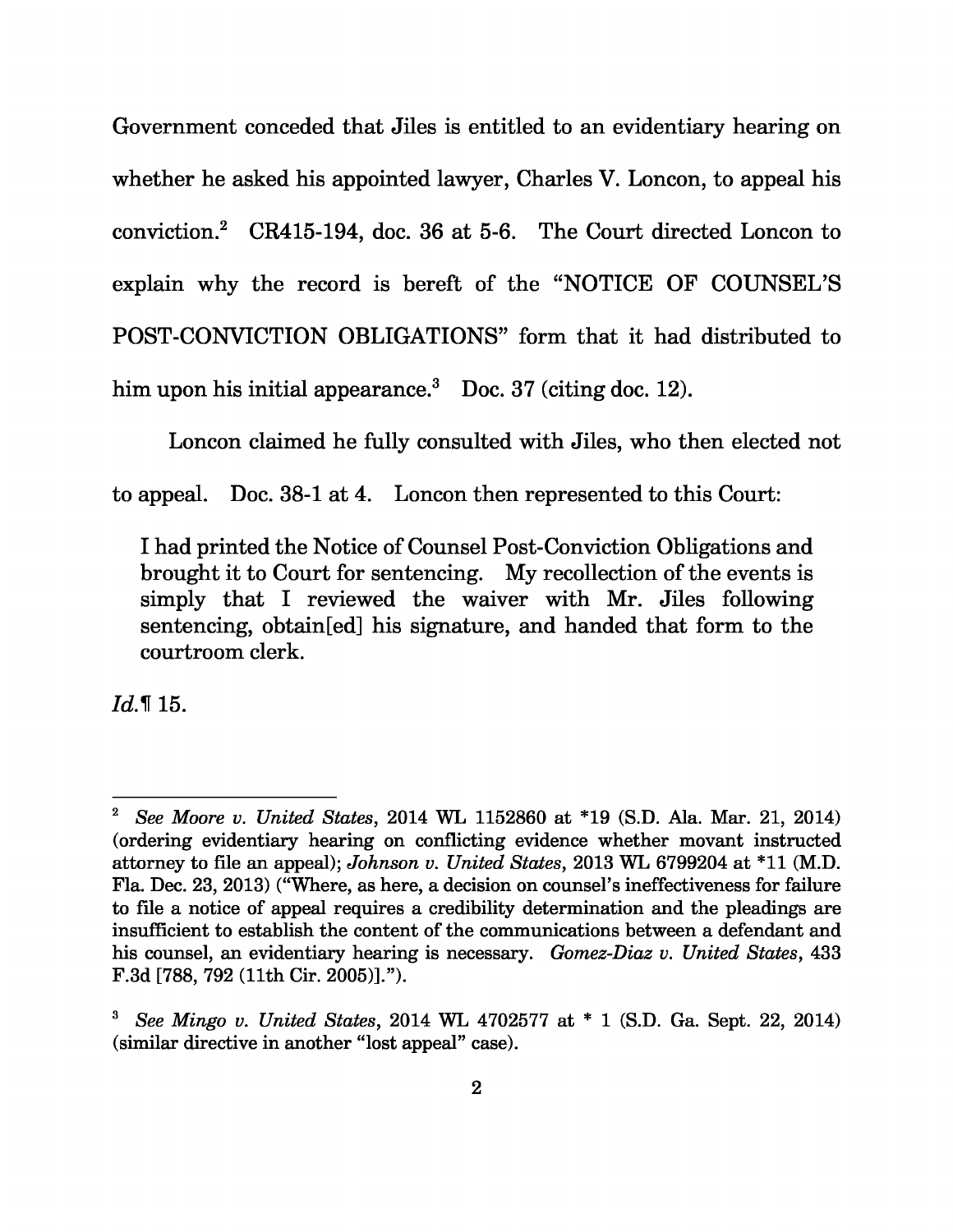Government conceded that Jiles is entitled to an evidentiary hearing on whether he asked his appointed lawyer, Charles V. Loncon, to appeal his conviction.[2] CR415-194, doc. 36 at 5-6. The Court directed Loncon to explain why the record is bereft of the "NOTICE OF COUNSEL'S POST-CONVICTION OBLIGATIONS" form that it had distributed to him upon his initial appearance.[3] Doc. 37 (citing doc. 12).

Loncon claimed he fully consulted with Jiles, who then elected not to appeal. Doc. 38-1 at 4. Loncon then represented to this Court:

> I had printed the Notice of Counsel Post-Conviction Obligations and brought it to Court for sentencing. My recollection of the events is simply that I reviewed the waiver with Mr. Jiles following sentencing, obtain[ed] his signature, and handed that form to the courtroom clerk.

*Id.*¶ 15.

---

[2] *See Moore v. United States*, 2014 WL 1152860 at *19 (S.D. Ala. Mar. 21, 2014) (ordering evidentiary hearing on conflicting evidence whether movant instructed attorney to file an appeal); *Johnson v. United States*, 2013 WL 6799204 at *11 (M.D. Fla. Dec. 23, 2013) ("Where, as here, a decision on counsel's ineffectiveness for failure to file a notice of appeal requires a credibility determination and the pleadings are insufficient to establish the content of the communications between a defendant and his counsel, an evidentiary hearing is necessary. *Gomez-Diaz v. United States*, 433 F.3d [788, 792 (11th Cir. 2005)].").

[3] *See Mingo v. United States*, 2014 WL 4702577 at * 1 (S.D. Ga. Sept. 22, 2014) (similar directive in another "lost appeal" case).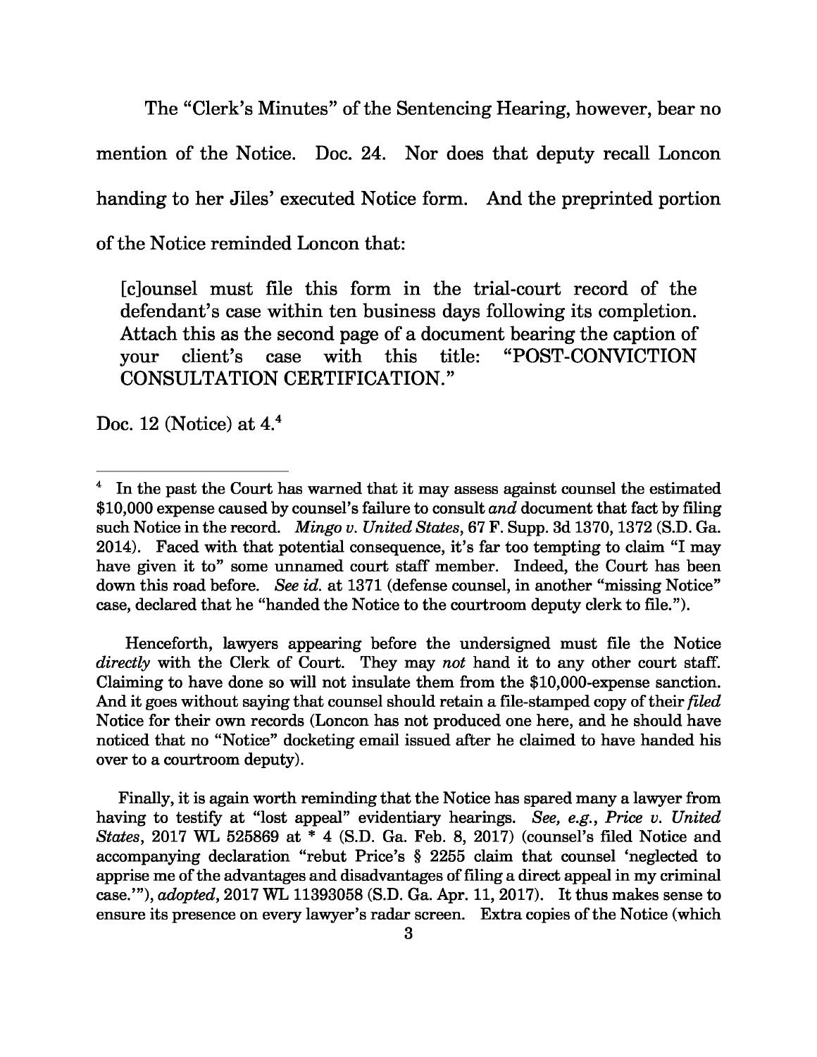The "Clerk's Minutes" of the Sentencing Hearing, however, bear no mention of the Notice. Doc. 24. Nor does that deputy recall Loncon handing to her Jiles' executed Notice form. And the preprinted portion of the Notice reminded Loncon that:

> [c]ounsel must file this form in the trial-court record of the defendant's case within ten business days following its completion. Attach this as the second page of a document bearing the caption of your client's case with this title: "POST-CONVICTION CONSULTATION CERTIFICATION."

Doc. 12 (Notice) at 4.[4]

---

[4] In the past the Court has warned that it may assess against counsel the estimated $10,000 expense caused by counsel's failure to consult *and* document that fact by filing such Notice in the record. *Mingo v. United States*, 67 F. Supp. 3d 1370, 1372 (S.D. Ga. 2014). Faced with that potential consequence, it's far too tempting to claim "I may have given it to" some unnamed court staff member. Indeed, the Court has been down this road before. *See id.* at 1371 (defense counsel, in another "missing Notice" case, declared that he "handed the Notice to the courtroom deputy clerk to file.").

Henceforth, lawyers appearing before the undersigned must file the Notice *directly* with the Clerk of Court. They may *not* hand it to any other court staff. Claiming to have done so will not insulate them from the $10,000-expense sanction. And it goes without saying that counsel should retain a file-stamped copy of their *filed* Notice for their own records (Loncon has not produced one here, and he should have noticed that no "Notice" docketing email issued after he claimed to have handed his over to a courtroom deputy).

Finally, it is again worth reminding that the Notice has spared many a lawyer from having to testify at "lost appeal" evidentiary hearings. *See, e.g., Price v. United States*, 2017 WL 525869 at * 4 (S.D. Ga. Feb. 8, 2017) (counsel's filed Notice and accompanying declaration "rebut Price's § 2255 claim that counsel 'neglected to apprise me of the advantages and disadvantages of filing a direct appeal in my criminal case.'"), *adopted*, 2017 WL 11393058 (S.D. Ga. Apr. 11, 2017). It thus makes sense to ensure its presence on every lawyer's radar screen. Extra copies of the Notice (which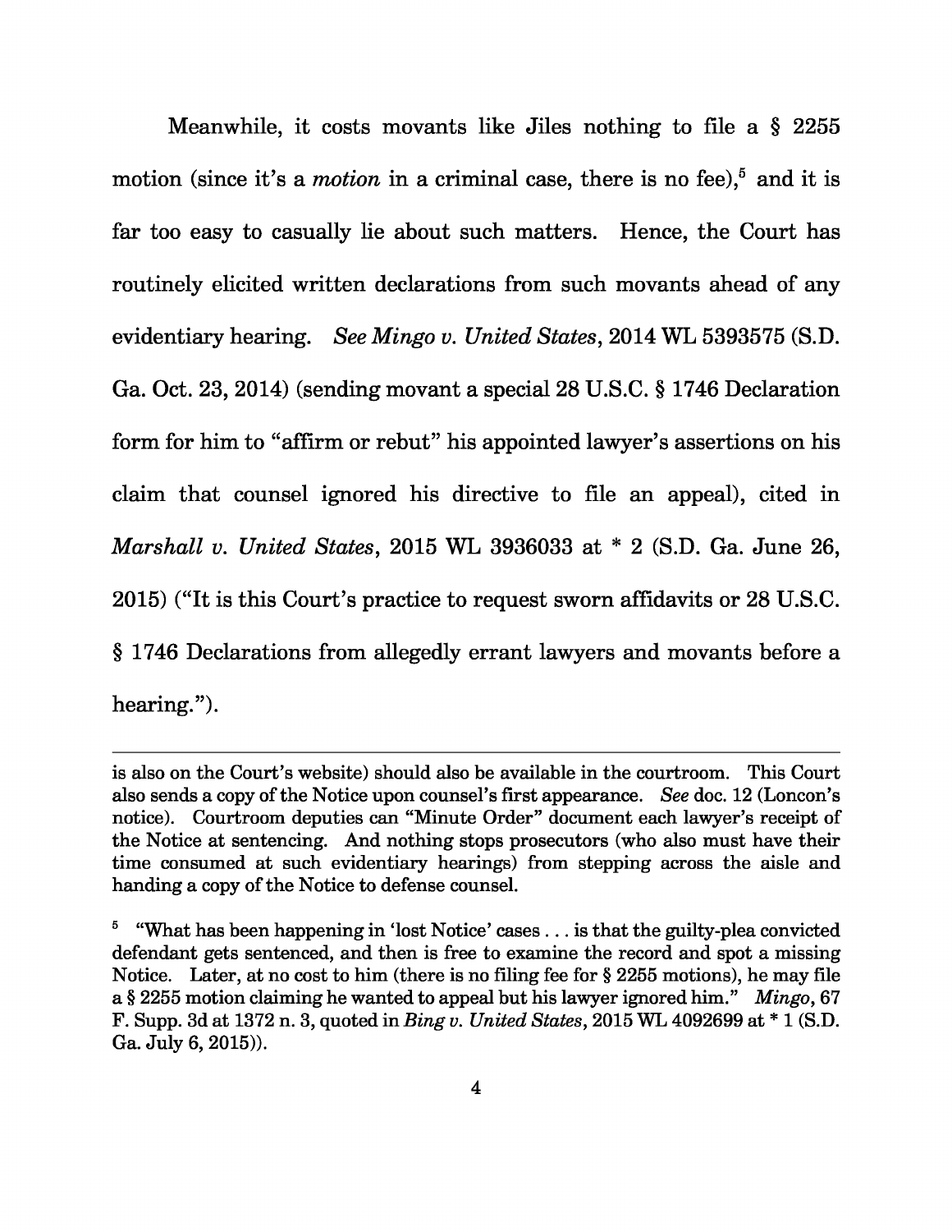Meanwhile, it costs movants like Jiles nothing to file a § 2255 motion (since it's a *motion* in a criminal case, there is no fee),[5] and it is far too easy to casually lie about such matters. Hence, the Court has routinely elicited written declarations from such movants ahead of any evidentiary hearing. *See Mingo v. United States*, 2014 WL 5393575 (S.D. Ga. Oct. 23, 2014) (sending movant a special 28 U.S.C. § 1746 Declaration form for him to "affirm or rebut" his appointed lawyer's assertions on his claim that counsel ignored his directive to file an appeal), cited in *Marshall v. United States*, 2015 WL 3936033 at * 2 (S.D. Ga. June 26, 2015) ("It is this Court's practice to request sworn affidavits or 28 U.S.C. § 1746 Declarations from allegedly errant lawyers and movants before a hearing.").

---

is also on the Court's website) should also be available in the courtroom. This Court also sends a copy of the Notice upon counsel's first appearance. *See* doc. 12 (Loncon's notice). Courtroom deputies can "Minute Order" document each lawyer's receipt of the Notice at sentencing. And nothing stops prosecutors (who also must have their time consumed at such evidentiary hearings) from stepping across the aisle and handing a copy of the Notice to defense counsel.

[5] "What has been happening in 'lost Notice' cases . . . is that the guilty-plea convicted defendant gets sentenced, and then is free to examine the record and spot a missing Notice. Later, at no cost to him (there is no filing fee for § 2255 motions), he may file a § 2255 motion claiming he wanted to appeal but his lawyer ignored him." *Mingo*, 67 F. Supp. 3d at 1372 n. 3, quoted in *Bing v. United States*, 2015 WL 4092699 at * 1 (S.D. Ga. July 6, 2015)).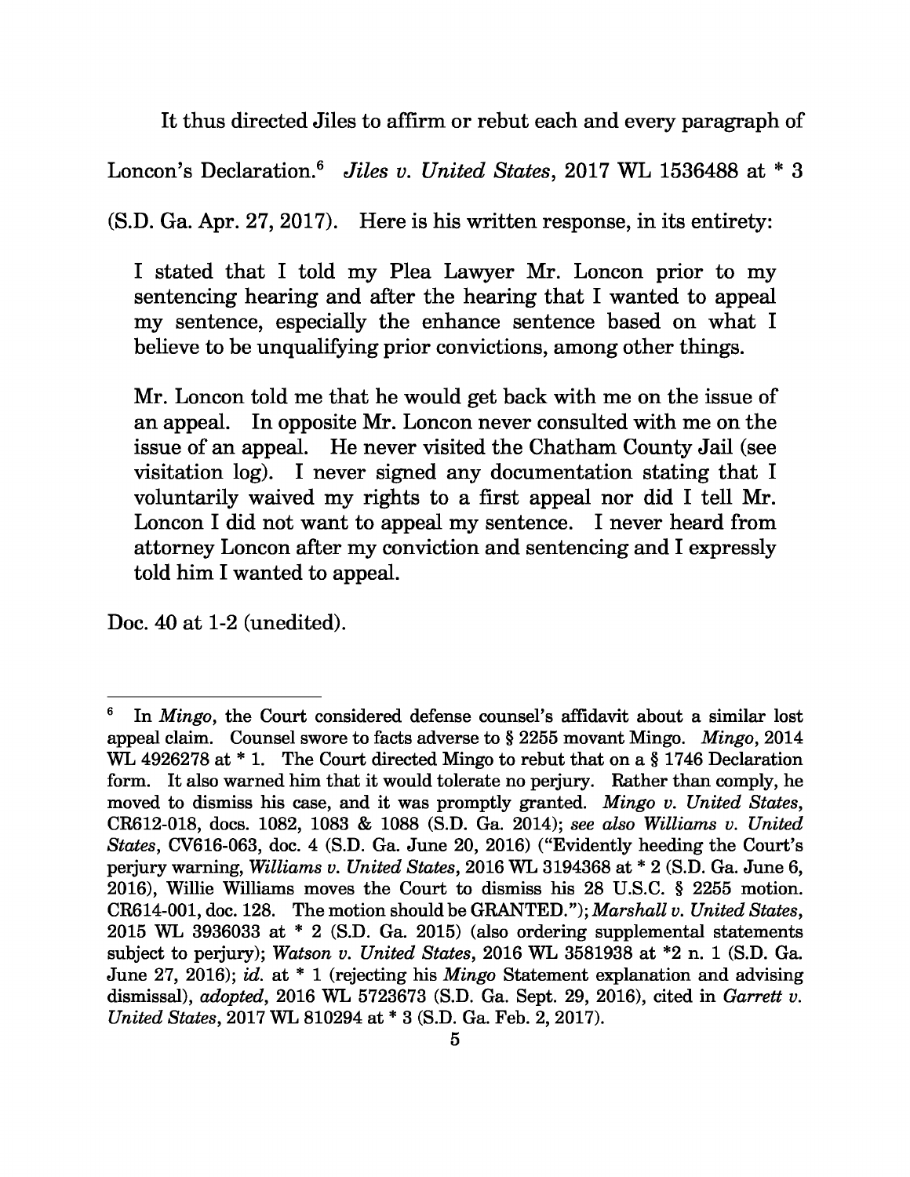It thus directed Jiles to affirm or rebut each and every paragraph of Loncon's Declaration.[6] *Jiles v. United States*, 2017 WL 1536488 at * 3 (S.D. Ga. Apr. 27, 2017). Here is his written response, in its entirety:

> I stated that I told my Plea Lawyer Mr. Loncon prior to my sentencing hearing and after the hearing that I wanted to appeal my sentence, especially the enhance sentence based on what I believe to be unqualifying prior convictions, among other things.
>
> Mr. Loncon told me that he would get back with me on the issue of an appeal. In opposite Mr. Loncon never consulted with me on the issue of an appeal. He never visited the Chatham County Jail (see visitation log). I never signed any documentation stating that I voluntarily waived my rights to a first appeal nor did I tell Mr. Loncon I did not want to appeal my sentence. I never heard from attorney Loncon after my conviction and sentencing and I expressly told him I wanted to appeal.

Doc. 40 at 1-2 (unedited).

---

[6] In *Mingo*, the Court considered defense counsel's affidavit about a similar lost appeal claim. Counsel swore to facts adverse to § 2255 movant Mingo. *Mingo*, 2014 WL 4926278 at * 1. The Court directed Mingo to rebut that on a § 1746 Declaration form. It also warned him that it would tolerate no perjury. Rather than comply, he moved to dismiss his case, and it was promptly granted. *Mingo v. United States*, CR612-018, docs. 1082, 1083 & 1088 (S.D. Ga. 2014); *see also Williams v. United States*, CV616-063, doc. 4 (S.D. Ga. June 20, 2016) ("Evidently heeding the Court's perjury warning, *Williams v. United States*, 2016 WL 3194368 at * 2 (S.D. Ga. June 6, 2016), Willie Williams moves the Court to dismiss his 28 U.S.C. § 2255 motion. CR614-001, doc. 128. The motion should be GRANTED."); *Marshall v. United States*, 2015 WL 3936033 at * 2 (S.D. Ga. 2015) (also ordering supplemental statements subject to perjury); *Watson v. United States*, 2016 WL 3581938 at *2 n. 1 (S.D. Ga. June 27, 2016); *id.* at * 1 (rejecting his *Mingo* Statement explanation and advising dismissal), *adopted*, 2016 WL 5723673 (S.D. Ga. Sept. 29, 2016), cited in *Garrett v. United States*, 2017 WL 810294 at * 3 (S.D. Ga. Feb. 2, 2017).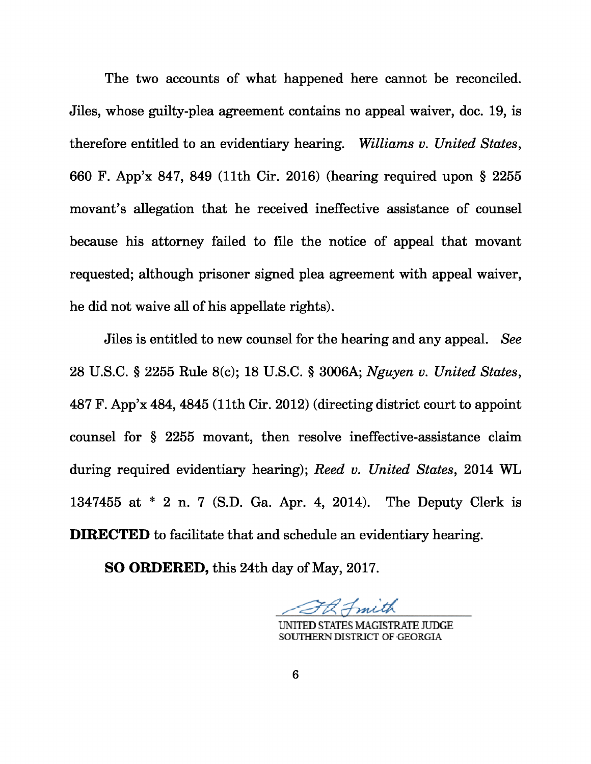The two accounts of what happened here cannot be reconciled. Jiles, whose guilty-plea agreement contains no appeal waiver, doc. 19, is therefore entitled to an evidentiary hearing. *Williams v. United States*, 660 F. App'x 847, 849 (11th Cir. 2016) (hearing required upon § 2255 movant's allegation that he received ineffective assistance of counsel because his attorney failed to file the notice of appeal that movant requested; although prisoner signed plea agreement with appeal waiver, he did not waive all of his appellate rights).

Jiles is entitled to new counsel for the hearing and any appeal. *See* 28 U.S.C. § 2255 Rule 8(c); 18 U.S.C. § 3006A; *Nguyen v. United States*, 487 F. App'x 484, 4845 (11th Cir. 2012) (directing district court to appoint counsel for § 2255 movant, then resolve ineffective-assistance claim during required evidentiary hearing); *Reed v. United States*, 2014 WL 1347455 at * 2 n. 7 (S.D. Ga. Apr. 4, 2014). The Deputy Clerk is **DIRECTED** to facilitate that and schedule an evidentiary hearing.

**SO ORDERED,** this 24th day of May, 2017.

UNITED STATES MAGISTRATE JUDGE
SOUTHERN DISTRICT OF GEORGIA